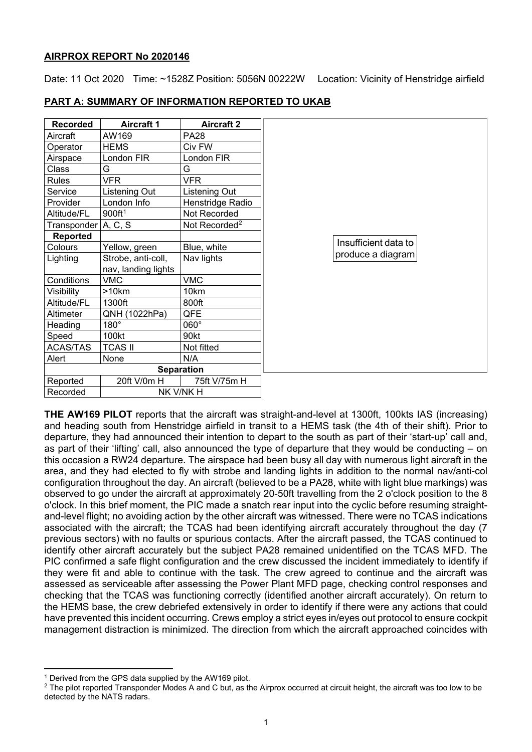**AIRPROX REPORT No 2020146**

Date: 11 Oct 2020 Time: ~1528Z Position: 5056N 00222W Location: Vicinity of Henstridge airfield

**PART A: SUMMARY OF INFORMATION REPORTED TO UKAB**

| Recorded | Aircraft 1 | Aircraft 2 |
|---|---|---|
| Aircraft | AW169 | PA28 |
| Operator | HEMS | Civ FW |
| Airspace | London FIR | London FIR |
| Class | G | G |
| Rules | VFR | VFR |
| Service | Listening Out | Listening Out |
| Provider | London Info | Henstridge Radio |
| Altitude/FL | 900ft[1] | Not Recorded |
| Transponder | A, C, S | Not Recorded[2] |
| **Reported** | | |
| Colours | Yellow, green | Blue, white |
| Lighting | Strobe, anti-coll, nav, landing lights | Nav lights |
| Conditions | VMC | VMC |
| Visibility | >10km | 10km |
| Altitude/FL | 1300ft | 800ft |
| Altimeter | QNH (1022hPa) | QFE |
| Heading | 180° | 060° |
| Speed | 100kt | 90kt |
| ACAS/TAS | TCAS II | Not fitted |
| Alert | None | N/A |
| **Separation** | | |
| Reported | 20ft V/0m H | 75ft V/75m H |
| Recorded | NK V/NK H | |

Insufficient data to produce a diagram

**THE AW169 PILOT** reports that the aircraft was straight-and-level at 1300ft, 100kts IAS (increasing) and heading south from Henstridge airfield in transit to a HEMS task (the 4th of their shift). Prior to departure, they had announced their intention to depart to the south as part of their 'start-up' call and, as part of their 'lifting' call, also announced the type of departure that they would be conducting – on this occasion a RW24 departure. The airspace had been busy all day with numerous light aircraft in the area, and they had elected to fly with strobe and landing lights in addition to the normal nav/anti-col configuration throughout the day. An aircraft (believed to be a PA28, white with light blue markings) was observed to go under the aircraft at approximately 20-50ft travelling from the 2 o'clock position to the 8 o'clock. In this brief moment, the PIC made a snatch rear input into the cyclic before resuming straight-and-level flight; no avoiding action by the other aircraft was witnessed. There were no TCAS indications associated with the aircraft; the TCAS had been identifying aircraft accurately throughout the day (7 previous sectors) with no faults or spurious contacts. After the aircraft passed, the TCAS continued to identify other aircraft accurately but the subject PA28 remained unidentified on the TCAS MFD. The PIC confirmed a safe flight configuration and the crew discussed the incident immediately to identify if they were fit and able to continue with the task. The crew agreed to continue and the aircraft was assessed as serviceable after assessing the Power Plant MFD page, checking control responses and checking that the TCAS was functioning correctly (identified another aircraft accurately). On return to the HEMS base, the crew debriefed extensively in order to identify if there were any actions that could have prevented this incident occurring. Crews employ a strict eyes in/eyes out protocol to ensure cockpit management distraction is minimized. The direction from which the aircraft approached coincides with

[1] Derived from the GPS data supplied by the AW169 pilot.

[2] The pilot reported Transponder Modes A and C but, as the Airprox occurred at circuit height, the aircraft was too low to be detected by the NATS radars.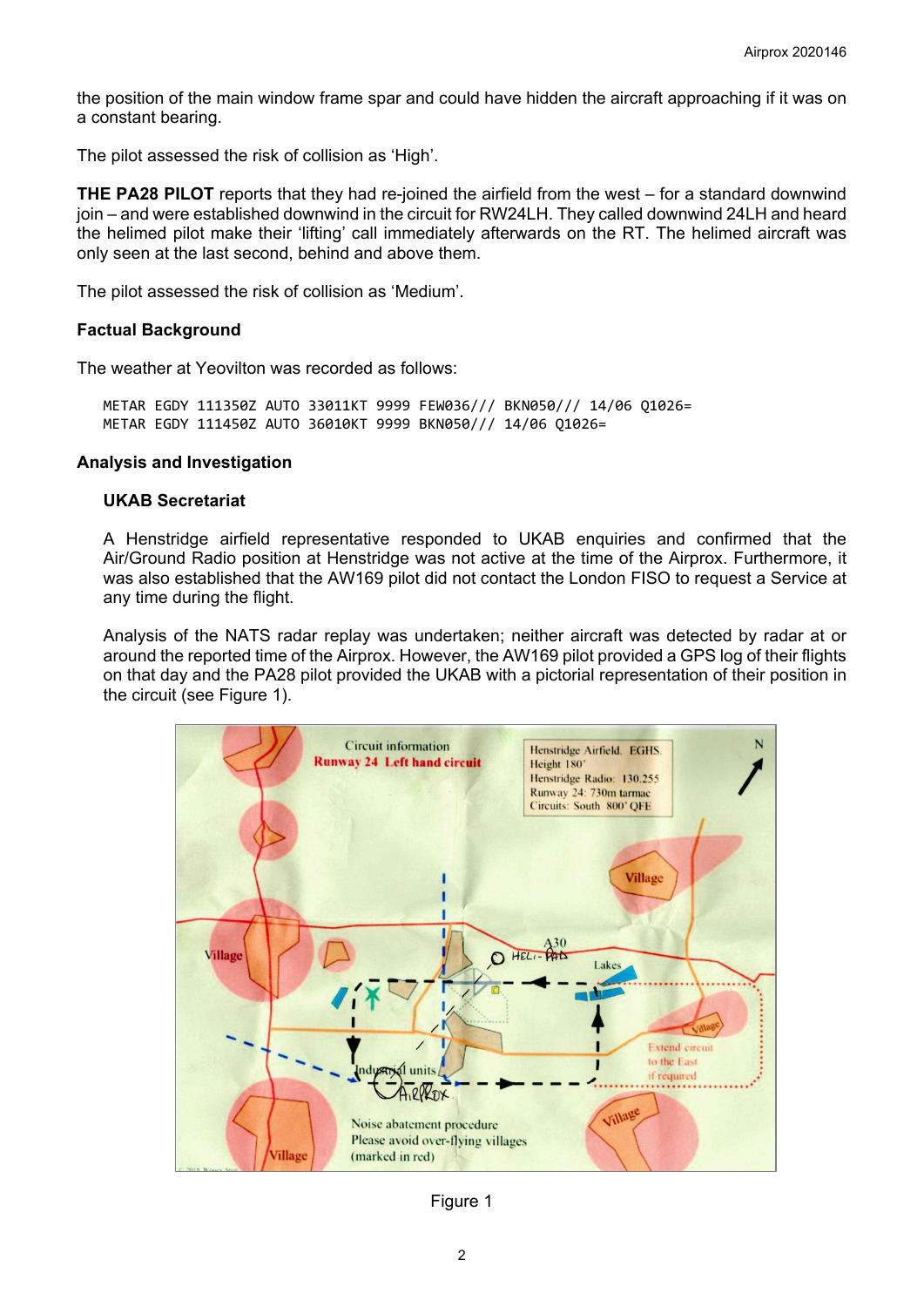the position of the main window frame spar and could have hidden the aircraft approaching if it was on a constant bearing.

The pilot assessed the risk of collision as 'High'.

**THE PA28 PILOT** reports that they had re-joined the airfield from the west – for a standard downwind join – and were established downwind in the circuit for RW24LH. They called downwind 24LH and heard the helimed pilot make their 'lifting' call immediately afterwards on the RT. The helimed aircraft was only seen at the last second, behind and above them.

The pilot assessed the risk of collision as 'Medium'.

### Factual Background

The weather at Yeovilton was recorded as follows:

```
METAR EGDY 111350Z AUTO 33011KT 9999 FEW036/// BKN050/// 14/06 Q1026=
METAR EGDY 111450Z AUTO 36010KT 9999 BKN050/// 14/06 Q1026=
```

### Analysis and Investigation

#### UKAB Secretariat

A Henstridge airfield representative responded to UKAB enquiries and confirmed that the Air/Ground Radio position at Henstridge was not active at the time of the Airprox. Furthermore, it was also established that the AW169 pilot did not contact the London FISO to request a Service at any time during the flight.

Analysis of the NATS radar replay was undertaken; neither aircraft was detected by radar at or around the reported time of the Airprox. However, the AW169 pilot provided a GPS log of their flights on that day and the PA28 pilot provided the UKAB with a pictorial representation of their position in the circuit (see Figure 1).

Figure 1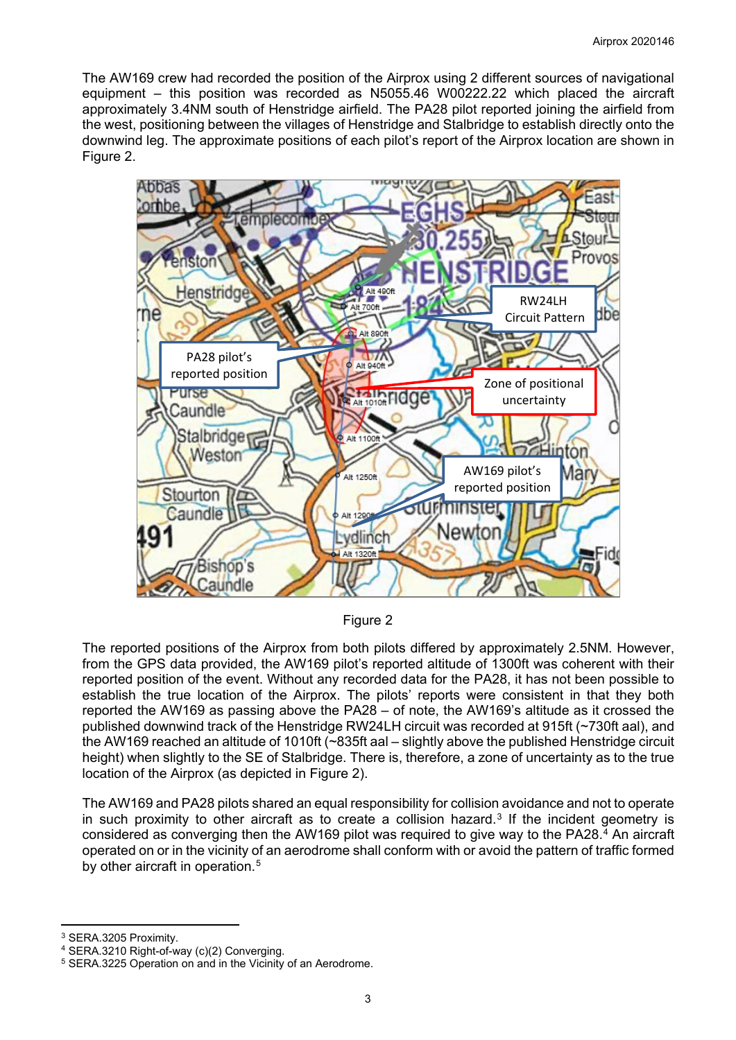The AW169 crew had recorded the position of the Airprox using 2 different sources of navigational equipment – this position was recorded as N5055.46 W00222.22 which placed the aircraft approximately 3.4NM south of Henstridge airfield. The PA28 pilot reported joining the airfield from the west, positioning between the villages of Henstridge and Stalbridge to establish directly onto the downwind leg. The approximate positions of each pilot's report of the Airprox location are shown in Figure 2.

Figure 2

The reported positions of the Airprox from both pilots differed by approximately 2.5NM. However, from the GPS data provided, the AW169 pilot's reported altitude of 1300ft was coherent with their reported position of the event. Without any recorded data for the PA28, it has not been possible to establish the true location of the Airprox. The pilots' reports were consistent in that they both reported the AW169 as passing above the PA28 – of note, the AW169's altitude as it crossed the published downwind track of the Henstridge RW24LH circuit was recorded at 915ft (~730ft aal), and the AW169 reached an altitude of 1010ft (~835ft aal – slightly above the published Henstridge circuit height) when slightly to the SE of Stalbridge. There is, therefore, a zone of uncertainty as to the true location of the Airprox (as depicted in Figure 2).

The AW169 and PA28 pilots shared an equal responsibility for collision avoidance and not to operate in such proximity to other aircraft as to create a collision hazard.[3] If the incident geometry is considered as converging then the AW169 pilot was required to give way to the PA28.[4] An aircraft operated on or in the vicinity of an aerodrome shall conform with or avoid the pattern of traffic formed by other aircraft in operation.[5]

---

[3] SERA.3205 Proximity.
[4] SERA.3210 Right-of-way (c)(2) Converging.
[5] SERA.3225 Operation on and in the Vicinity of an Aerodrome.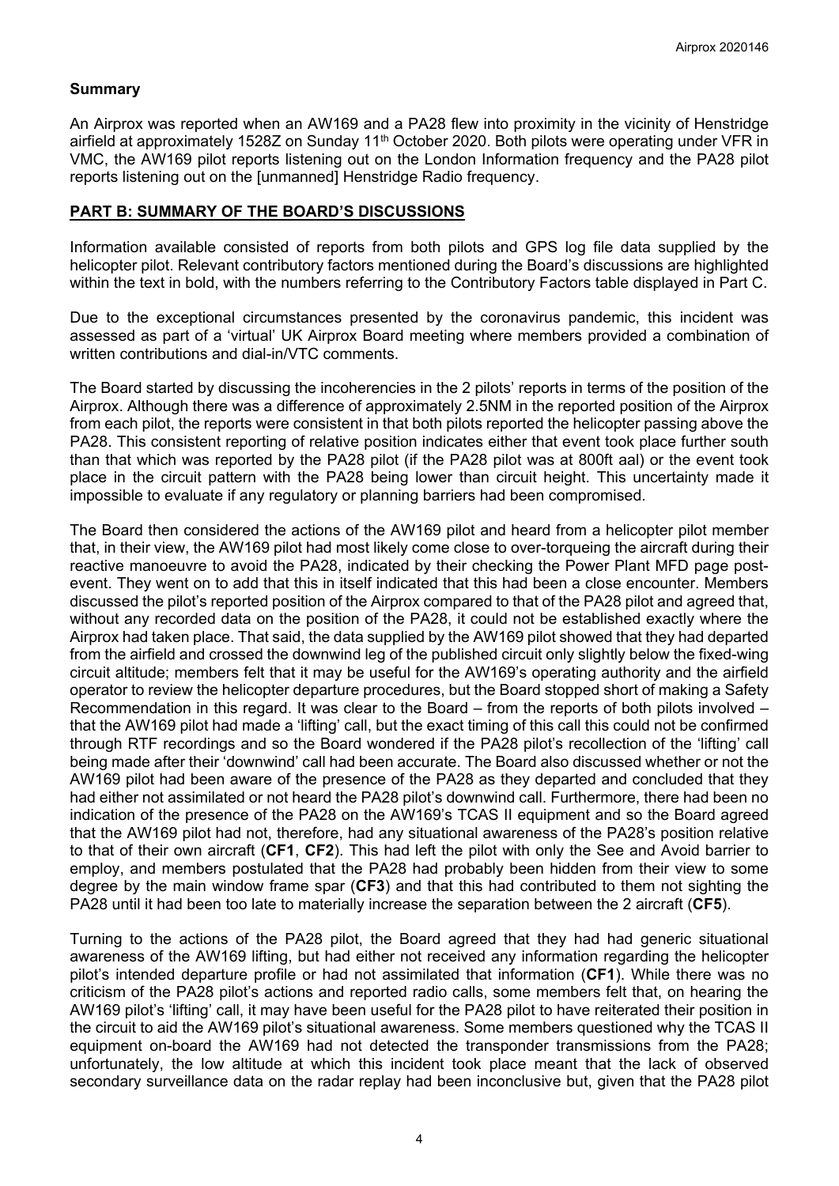### Summary

An Airprox was reported when an AW169 and a PA28 flew into proximity in the vicinity of Henstridge airfield at approximately 1528Z on Sunday 11th October 2020. Both pilots were operating under VFR in VMC, the AW169 pilot reports listening out on the London Information frequency and the PA28 pilot reports listening out on the [unmanned] Henstridge Radio frequency.

## PART B: SUMMARY OF THE BOARD'S DISCUSSIONS

Information available consisted of reports from both pilots and GPS log file data supplied by the helicopter pilot. Relevant contributory factors mentioned during the Board's discussions are highlighted within the text in bold, with the numbers referring to the Contributory Factors table displayed in Part C.

Due to the exceptional circumstances presented by the coronavirus pandemic, this incident was assessed as part of a 'virtual' UK Airprox Board meeting where members provided a combination of written contributions and dial-in/VTC comments.

The Board started by discussing the incoherencies in the 2 pilots' reports in terms of the position of the Airprox. Although there was a difference of approximately 2.5NM in the reported position of the Airprox from each pilot, the reports were consistent in that both pilots reported the helicopter passing above the PA28. This consistent reporting of relative position indicates either that event took place further south than that which was reported by the PA28 pilot (if the PA28 pilot was at 800ft aal) or the event took place in the circuit pattern with the PA28 being lower than circuit height. This uncertainty made it impossible to evaluate if any regulatory or planning barriers had been compromised.

The Board then considered the actions of the AW169 pilot and heard from a helicopter pilot member that, in their view, the AW169 pilot had most likely come close to over-torqueing the aircraft during their reactive manoeuvre to avoid the PA28, indicated by their checking the Power Plant MFD page post-event. They went on to add that this in itself indicated that this had been a close encounter. Members discussed the pilot's reported position of the Airprox compared to that of the PA28 pilot and agreed that, without any recorded data on the position of the PA28, it could not be established exactly where the Airprox had taken place. That said, the data supplied by the AW169 pilot showed that they had departed from the airfield and crossed the downwind leg of the published circuit only slightly below the fixed-wing circuit altitude; members felt that it may be useful for the AW169's operating authority and the airfield operator to review the helicopter departure procedures, but the Board stopped short of making a Safety Recommendation in this regard. It was clear to the Board – from the reports of both pilots involved – that the AW169 pilot had made a 'lifting' call, but the exact timing of this call this could not be confirmed through RTF recordings and so the Board wondered if the PA28 pilot's recollection of the 'lifting' call being made after their 'downwind' call had been accurate. The Board also discussed whether or not the AW169 pilot had been aware of the presence of the PA28 as they departed and concluded that they had either not assimilated or not heard the PA28 pilot's downwind call. Furthermore, there had been no indication of the presence of the PA28 on the AW169's TCAS II equipment and so the Board agreed that the AW169 pilot had not, therefore, had any situational awareness of the PA28's position relative to that of their own aircraft (**CF1**, **CF2**). This had left the pilot with only the See and Avoid barrier to employ, and members postulated that the PA28 had probably been hidden from their view to some degree by the main window frame spar (**CF3**) and that this had contributed to them not sighting the PA28 until it had been too late to materially increase the separation between the 2 aircraft (**CF5**).

Turning to the actions of the PA28 pilot, the Board agreed that they had had generic situational awareness of the AW169 lifting, but had either not received any information regarding the helicopter pilot's intended departure profile or had not assimilated that information (**CF1**). While there was no criticism of the PA28 pilot's actions and reported radio calls, some members felt that, on hearing the AW169 pilot's 'lifting' call, it may have been useful for the PA28 pilot to have reiterated their position in the circuit to aid the AW169 pilot's situational awareness. Some members questioned why the TCAS II equipment on-board the AW169 had not detected the transponder transmissions from the PA28; unfortunately, the low altitude at which this incident took place meant that the lack of observed secondary surveillance data on the radar replay had been inconclusive but, given that the PA28 pilot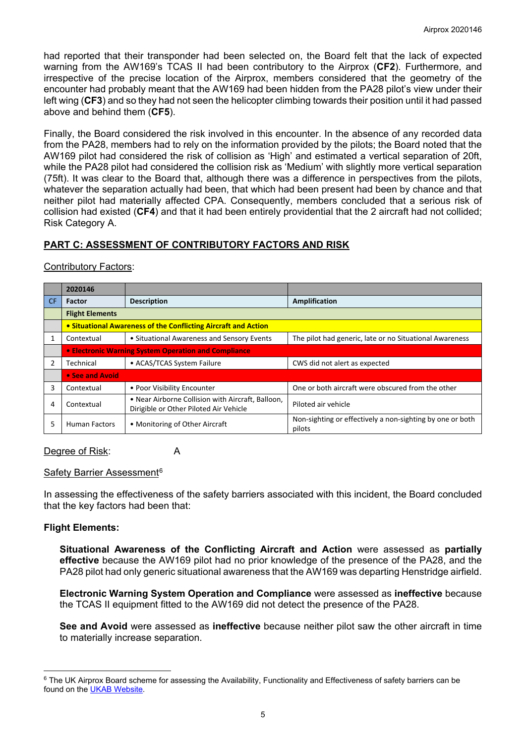had reported that their transponder had been selected on, the Board felt that the lack of expected warning from the AW169's TCAS II had been contributory to the Airprox (**CF2**). Furthermore, and irrespective of the precise location of the Airprox, members considered that the geometry of the encounter had probably meant that the AW169 had been hidden from the PA28 pilot's view under their left wing (**CF3**) and so they had not seen the helicopter climbing towards their position until it had passed above and behind them (**CF5**).

Finally, the Board considered the risk involved in this encounter. In the absence of any recorded data from the PA28, members had to rely on the information provided by the pilots; the Board noted that the AW169 pilot had considered the risk of collision as 'High' and estimated a vertical separation of 20ft, while the PA28 pilot had considered the collision risk as 'Medium' with slightly more vertical separation (75ft). It was clear to the Board that, although there was a difference in perspectives from the pilots, whatever the separation actually had been, that which had been present had been by chance and that neither pilot had materially affected CPA. Consequently, members concluded that a serious risk of collision had existed (**CF4**) and that it had been entirely providential that the 2 aircraft had not collided; Risk Category A.

## PART C: ASSESSMENT OF CONTRIBUTORY FACTORS AND RISK

Contributory Factors:

| | 2020146 | | |
|---|---|---|---|
| CF | Factor | Description | Amplification |
| | **Flight Elements** | | |
| | **• Situational Awareness of the Conflicting Aircraft and Action** | | |
| 1 | Contextual | • Situational Awareness and Sensory Events | The pilot had generic, late or no Situational Awareness |
| | **• Electronic Warning System Operation and Compliance** | | |
| 2 | Technical | • ACAS/TCAS System Failure | CWS did not alert as expected |
| | **• See and Avoid** | | |
| 3 | Contextual | • Poor Visibility Encounter | One or both aircraft were obscured from the other |
| 4 | Contextual | • Near Airborne Collision with Aircraft, Balloon, Dirigible or Other Piloted Air Vehicle | Piloted air vehicle |
| 5 | Human Factors | • Monitoring of Other Aircraft | Non-sighting or effectively a non-sighting by one or both pilots |

Degree of Risk: A

Safety Barrier Assessment[6]

In assessing the effectiveness of the safety barriers associated with this incident, the Board concluded that the key factors had been that:

**Flight Elements:**

**Situational Awareness of the Conflicting Aircraft and Action** were assessed as **partially effective** because the AW169 pilot had no prior knowledge of the presence of the PA28, and the PA28 pilot had only generic situational awareness that the AW169 was departing Henstridge airfield.

**Electronic Warning System Operation and Compliance** were assessed as **ineffective** because the TCAS II equipment fitted to the AW169 did not detect the presence of the PA28.

**See and Avoid** were assessed as **ineffective** because neither pilot saw the other aircraft in time to materially increase separation.

[6] The UK Airprox Board scheme for assessing the Availability, Functionality and Effectiveness of safety barriers can be found on the UKAB Website.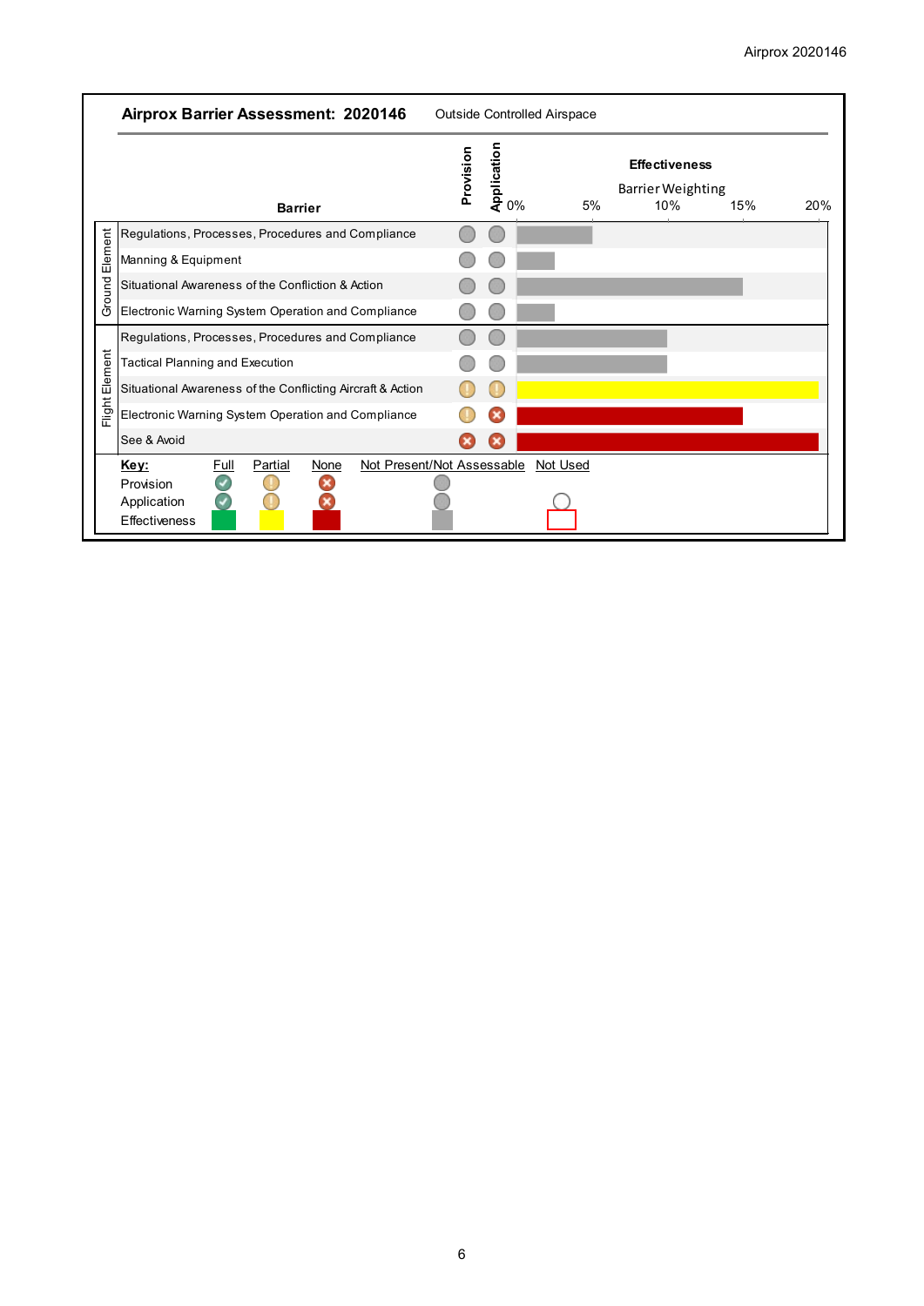## Airprox Barrier Assessment: 2020146

Outside Controlled Airspace

| | Barrier | Provision | Application |
|---|---|---|---|
| Ground Element | Regulations, Processes, Procedures and Compliance | Not Present/Not Assessable | Not Present/Not Assessable |
| Ground Element | Manning & Equipment | Not Present/Not Assessable | Not Present/Not Assessable |
| Ground Element | Situational Awareness of the Confliction & Action | Not Present/Not Assessable | Not Present/Not Assessable |
| Ground Element | Electronic Warning System Operation and Compliance | Not Present/Not Assessable | Not Present/Not Assessable |
| Flight Element | Regulations, Processes, Procedures and Compliance | Not Present/Not Assessable | Not Present/Not Assessable |
| Flight Element | Tactical Planning and Execution | Not Present/Not Assessable | Not Present/Not Assessable |
| Flight Element | Situational Awareness of the Conflicting Aircraft & Action | Partial | Partial |
| Flight Element | Electronic Warning System Operation and Compliance | Partial | None |
| Flight Element | See & Avoid | None | None |

Effectiveness

Barrier Weighting

0%

5%

10%

15%

20%

**Key:** Full, Partial, None, Not Present/Not Assessable, Not Used

Provision

Application

Effectiveness